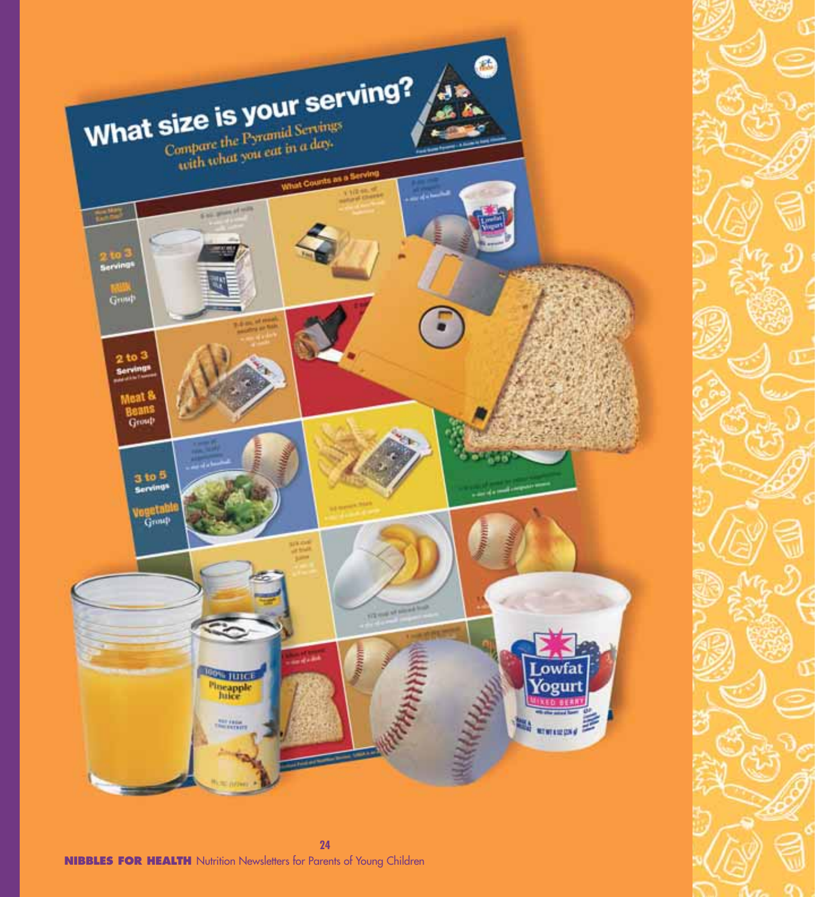# What size is your serving?

*Compare the Pyramid Servings with what you eat in a day.*

What Counts as a Serving

2 to 3 Servings
Milk Group

2 to 3 Servings
Meat & Beans Group

3 to 5 Servings
Vegetable Group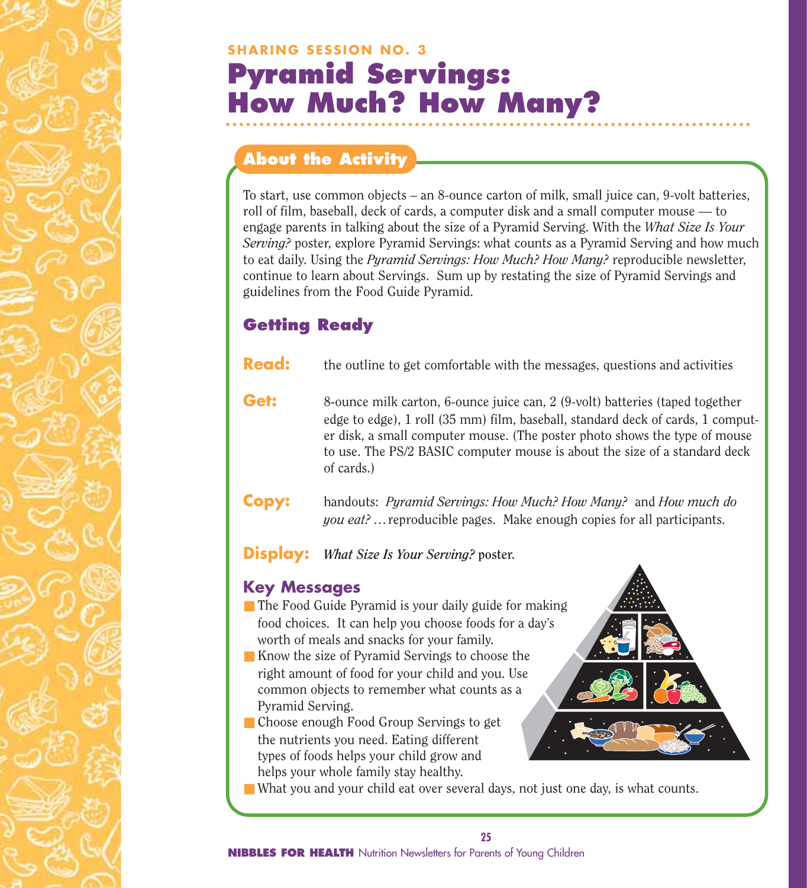SHARING SESSION NO. 3

# Pyramid Servings: How Much? How Many?

## About the Activity

To start, use common objects – an 8-ounce carton of milk, small juice can, 9-volt batteries, roll of film, baseball, deck of cards, a computer disk and a small computer mouse — to engage parents in talking about the size of a Pyramid Serving. With the *What Size Is Your Serving?* poster, explore Pyramid Servings: what counts as a Pyramid Serving and how much to eat daily. Using the *Pyramid Servings: How Much? How Many?* reproducible newsletter, continue to learn about Servings. Sum up by restating the size of Pyramid Servings and guidelines from the Food Guide Pyramid.

### Getting Ready

**Read:** the outline to get comfortable with the messages, questions and activities

**Get:** 8-ounce milk carton, 6-ounce juice can, 2 (9-volt) batteries (taped together edge to edge), 1 roll (35 mm) film, baseball, standard deck of cards, 1 computer disk, a small computer mouse. (The poster photo shows the type of mouse to use. The PS/2 BASIC computer mouse is about the size of a standard deck of cards.)

**Copy:** handouts: *Pyramid Servings: How Much? How Many?* and *How much do you eat? …* reproducible pages. Make enough copies for all participants.

**Display:** *What Size Is Your Serving?* poster.

### Key Messages

- The Food Guide Pyramid is your daily guide for making food choices. It can help you choose foods for a day's worth of meals and snacks for your family.
- Know the size of Pyramid Servings to choose the right amount of food for your child and you. Use common objects to remember what counts as a Pyramid Serving.
- Choose enough Food Group Servings to get the nutrients you need. Eating different types of foods helps your child grow and helps your whole family stay healthy.
- What you and your child eat over several days, not just one day, is what counts.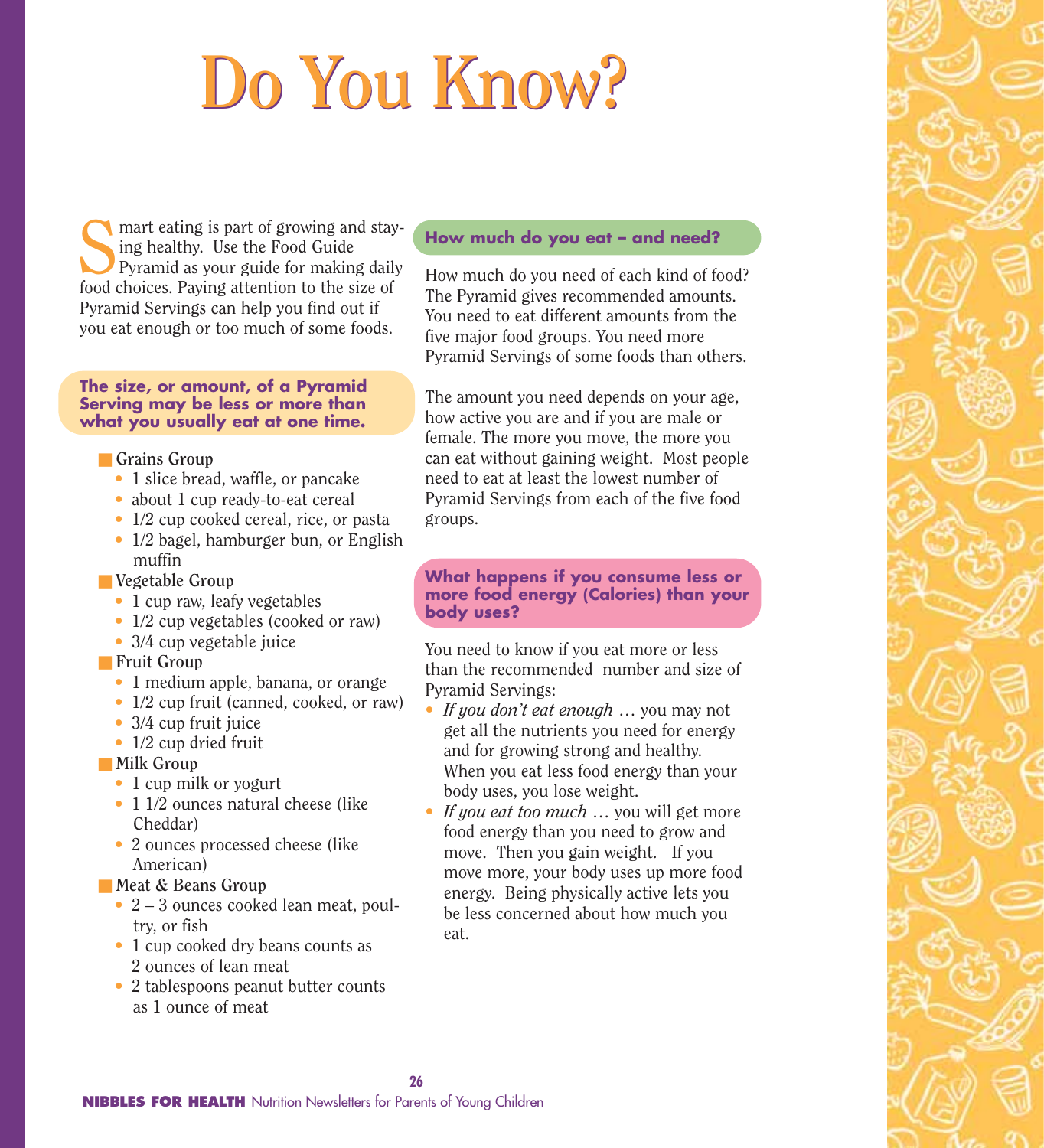# Do You Know?

Smart eating is part of growing and staying healthy. Use the Food Guide Pyramid as your guide for making daily food choices. Paying attention to the size of Pyramid Servings can help you find out if you eat enough or too much of some foods.

### The size, or amount, of a Pyramid Serving may be less or more than what you usually eat at one time.

- **Grains Group**
  - 1 slice bread, waffle, or pancake
  - about 1 cup ready-to-eat cereal
  - 1/2 cup cooked cereal, rice, or pasta
  - 1/2 bagel, hamburger bun, or English muffin
- **Vegetable Group**
  - 1 cup raw, leafy vegetables
  - 1/2 cup vegetables (cooked or raw)
  - 3/4 cup vegetable juice
- **Fruit Group**
  - 1 medium apple, banana, or orange
  - 1/2 cup fruit (canned, cooked, or raw)
  - 3/4 cup fruit juice
  - 1/2 cup dried fruit
- **Milk Group**
  - 1 cup milk or yogurt
  - 1 1/2 ounces natural cheese (like Cheddar)
  - 2 ounces processed cheese (like American)
- **Meat & Beans Group**
  - 2 – 3 ounces cooked lean meat, poultry, or fish
  - 1 cup cooked dry beans counts as 2 ounces of lean meat
  - 2 tablespoons peanut butter counts as 1 ounce of meat

### How much do you eat – and need?

How much do you need of each kind of food? The Pyramid gives recommended amounts. You need to eat different amounts from the five major food groups. You need more Pyramid Servings of some foods than others.

The amount you need depends on your age, how active you are and if you are male or female. The more you move, the more you can eat without gaining weight. Most people need to eat at least the lowest number of Pyramid Servings from each of the five food groups.

### What happens if you consume less or more food energy (Calories) than your body uses?

You need to know if you eat more or less than the recommended number and size of Pyramid Servings:

- *If you don't eat enough* … you may not get all the nutrients you need for energy and for growing strong and healthy. When you eat less food energy than your body uses, you lose weight.
- *If you eat too much* … you will get more food energy than you need to grow and move. Then you gain weight. If you move more, your body uses up more food energy. Being physically active lets you be less concerned about how much you eat.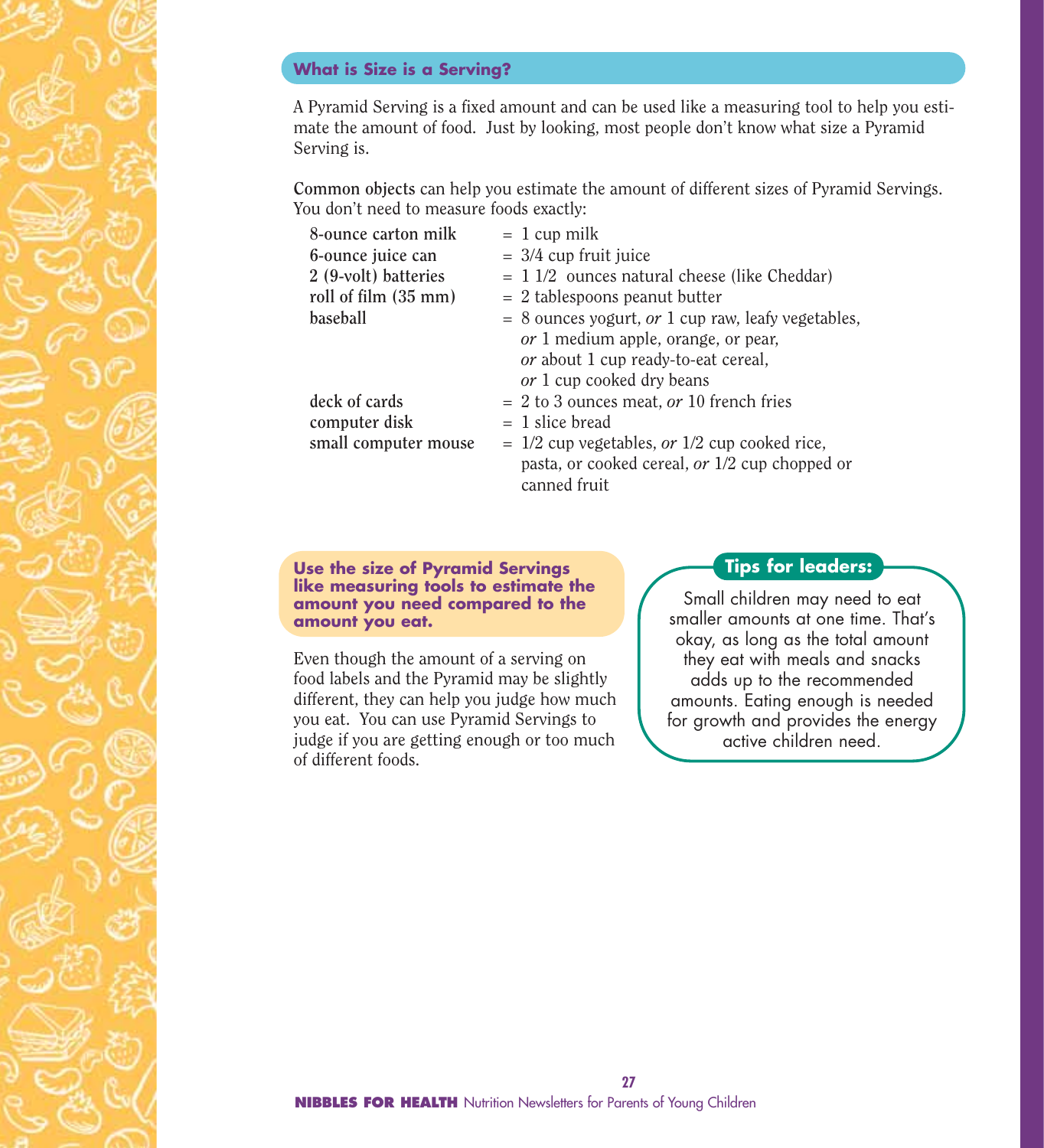## What is Size is a Serving?

A Pyramid Serving is a fixed amount and can be used like a measuring tool to help you estimate the amount of food. Just by looking, most people don't know what size a Pyramid Serving is.

**Common objects** can help you estimate the amount of different sizes of Pyramid Servings. You don't need to measure foods exactly:

| | |
|---|---|
| **8-ounce carton milk** | = 1 cup milk |
| **6-ounce juice can** | = 3/4 cup fruit juice |
| **2 (9-volt) batteries** | = 1 1/2 ounces natural cheese (like Cheddar) |
| **roll of film (35 mm)** | = 2 tablespoons peanut butter |
| **baseball** | = 8 ounces yogurt, *or* 1 cup raw, leafy vegetables, *or* 1 medium apple, orange, or pear, *or* about 1 cup ready-to-eat cereal, *or* 1 cup cooked dry beans |
| **deck of cards** | = 2 to 3 ounces meat, *or* 10 french fries |
| **computer disk** | = 1 slice bread |
| **small computer mouse** | = 1/2 cup vegetables, *or* 1/2 cup cooked rice, pasta, or cooked cereal, *or* 1/2 cup chopped or canned fruit |

**Use the size of Pyramid Servings like measuring tools to estimate the amount you need compared to the amount you eat.**

Even though the amount of a serving on food labels and the Pyramid may be slightly different, they can help you judge how much you eat. You can use Pyramid Servings to judge if you are getting enough or too much of different foods.

**Tips for leaders:**

Small children may need to eat smaller amounts at one time. That's okay, as long as the total amount they eat with meals and snacks adds up to the recommended amounts. Eating enough is needed for growth and provides the energy active children need.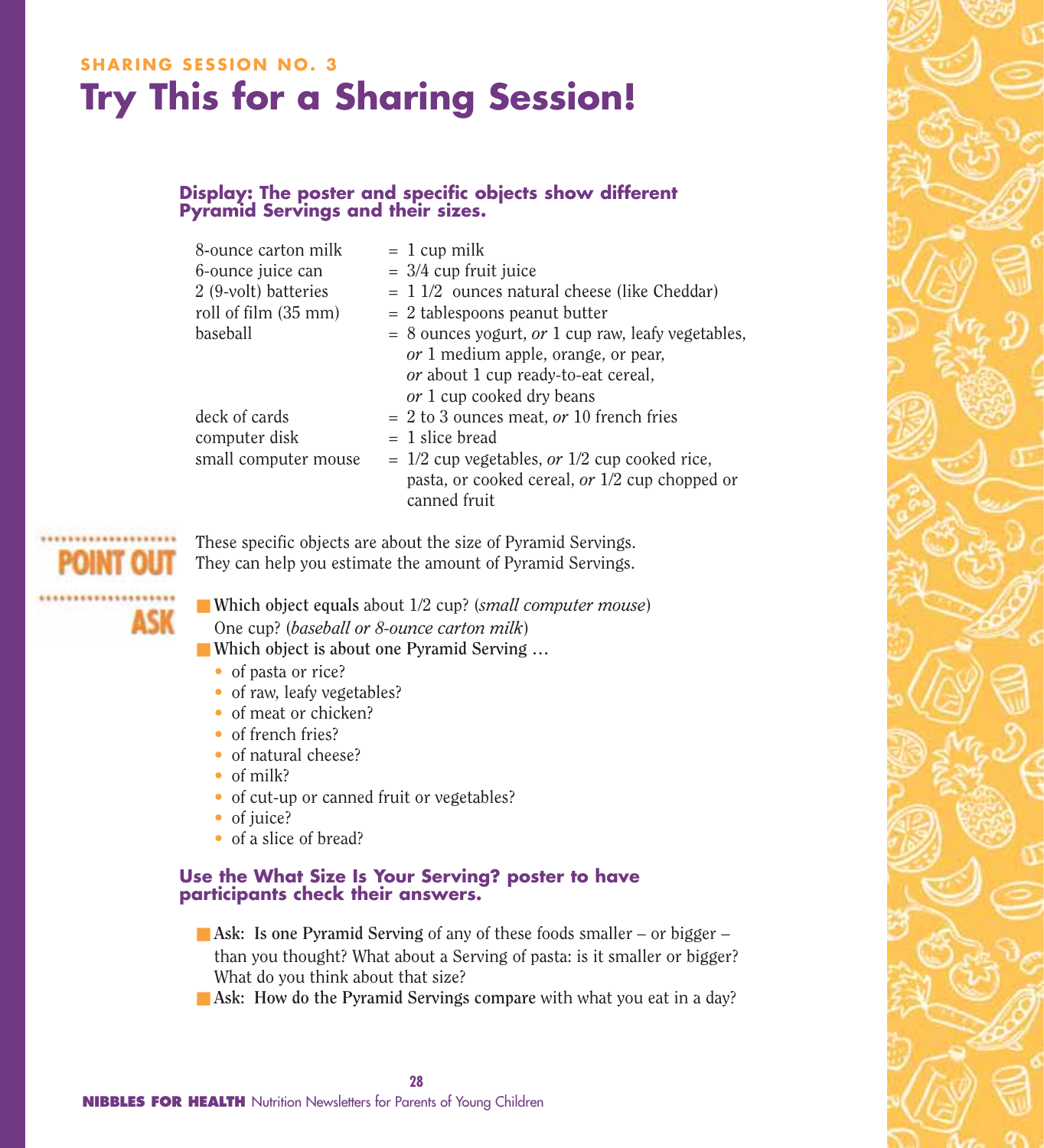SHARING SESSION NO. 3

# Try This for a Sharing Session!

### Display: The poster and specific objects show different Pyramid Servings and their sizes.

| | |
|---|---|
| 8-ounce carton milk | = 1 cup milk |
| 6-ounce juice can | = 3/4 cup fruit juice |
| 2 (9-volt) batteries | = 1 1/2 ounces natural cheese (like Cheddar) |
| roll of film (35 mm) | = 2 tablespoons peanut butter |
| baseball | = 8 ounces yogurt, *or* 1 cup raw, leafy vegetables, *or* 1 medium apple, orange, or pear, *or* about 1 cup ready-to-eat cereal, *or* 1 cup cooked dry beans |
| deck of cards | = 2 to 3 ounces meat, *or* 10 french fries |
| computer disk | = 1 slice bread |
| small computer mouse | = 1/2 cup vegetables, *or* 1/2 cup cooked rice, pasta, or cooked cereal, *or* 1/2 cup chopped or canned fruit |

**POINT OUT**

These specific objects are about the size of Pyramid Servings. They can help you estimate the amount of Pyramid Servings.

**ASK**

- **Which object equals** about 1/2 cup? (*small computer mouse*) One cup? (*baseball or 8-ounce carton milk*)
- **Which object is about one Pyramid Serving …**
  - of pasta or rice?
  - of raw, leafy vegetables?
  - of meat or chicken?
  - of french fries?
  - of natural cheese?
  - of milk?
  - of cut-up or canned fruit or vegetables?
  - of juice?
  - of a slice of bread?

### Use the What Size Is Your Serving? poster to have participants check their answers.

- **Ask: Is one Pyramid Serving** of any of these foods smaller – or bigger – than you thought? What about a Serving of pasta: is it smaller or bigger? What do you think about that size?
- **Ask: How do the Pyramid Servings compare** with what you eat in a day?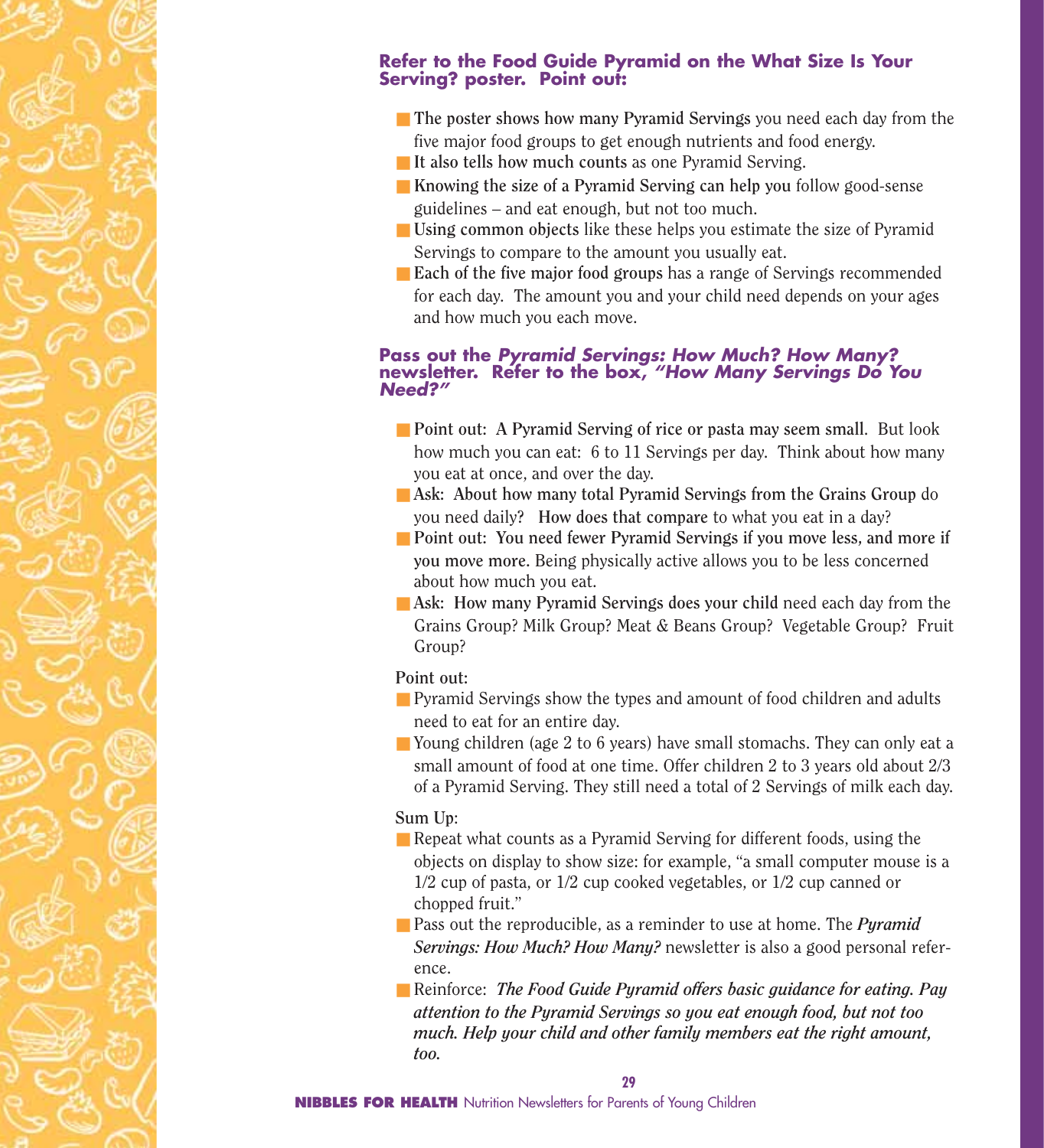### Refer to the Food Guide Pyramid on the What Size Is Your Serving? poster. Point out:

- **The poster shows how many Pyramid Servings** you need each day from the five major food groups to get enough nutrients and food energy.
- **It also tells how much counts** as one Pyramid Serving.
- **Knowing the size of a Pyramid Serving can help you** follow good-sense guidelines – and eat enough, but not too much.
- **Using common objects** like these helps you estimate the size of Pyramid Servings to compare to the amount you usually eat.
- **Each of the five major food groups** has a range of Servings recommended for each day. The amount you and your child need depends on your ages and how much you each move.

### Pass out the *Pyramid Servings: How Much? How Many?* newsletter. Refer to the box, *"How Many Servings Do You Need?"*

- **Point out: A Pyramid Serving of rice or pasta may seem small.** But look how much you can eat: 6 to 11 Servings per day. Think about how many you eat at once, and over the day.
- **Ask: About how many total Pyramid Servings from the Grains Group** do you need daily? **How does that compare** to what you eat in a day?
- **Point out: You need fewer Pyramid Servings if you move less, and more if you move more.** Being physically active allows you to be less concerned about how much you eat.
- **Ask: How many Pyramid Servings does your child** need each day from the Grains Group? Milk Group? Meat & Beans Group? Vegetable Group? Fruit Group?

**Point out:**

- Pyramid Servings show the types and amount of food children and adults need to eat for an entire day.
- Young children (age 2 to 6 years) have small stomachs. They can only eat a small amount of food at one time. Offer children 2 to 3 years old about 2/3 of a Pyramid Serving. They still need a total of 2 Servings of milk each day.

**Sum Up**:

- Repeat what counts as a Pyramid Serving for different foods, using the objects on display to show size: for example, "a small computer mouse is a 1/2 cup of pasta, or 1/2 cup cooked vegetables, or 1/2 cup canned or chopped fruit."
- Pass out the reproducible, as a reminder to use at home. The ***Pyramid Servings: How Much? How Many?*** newsletter is also a good personal reference.
- Reinforce: ***The Food Guide Pyramid offers basic guidance for eating. Pay attention to the Pyramid Servings so you eat enough food, but not too much. Help your child and other family members eat the right amount, too.***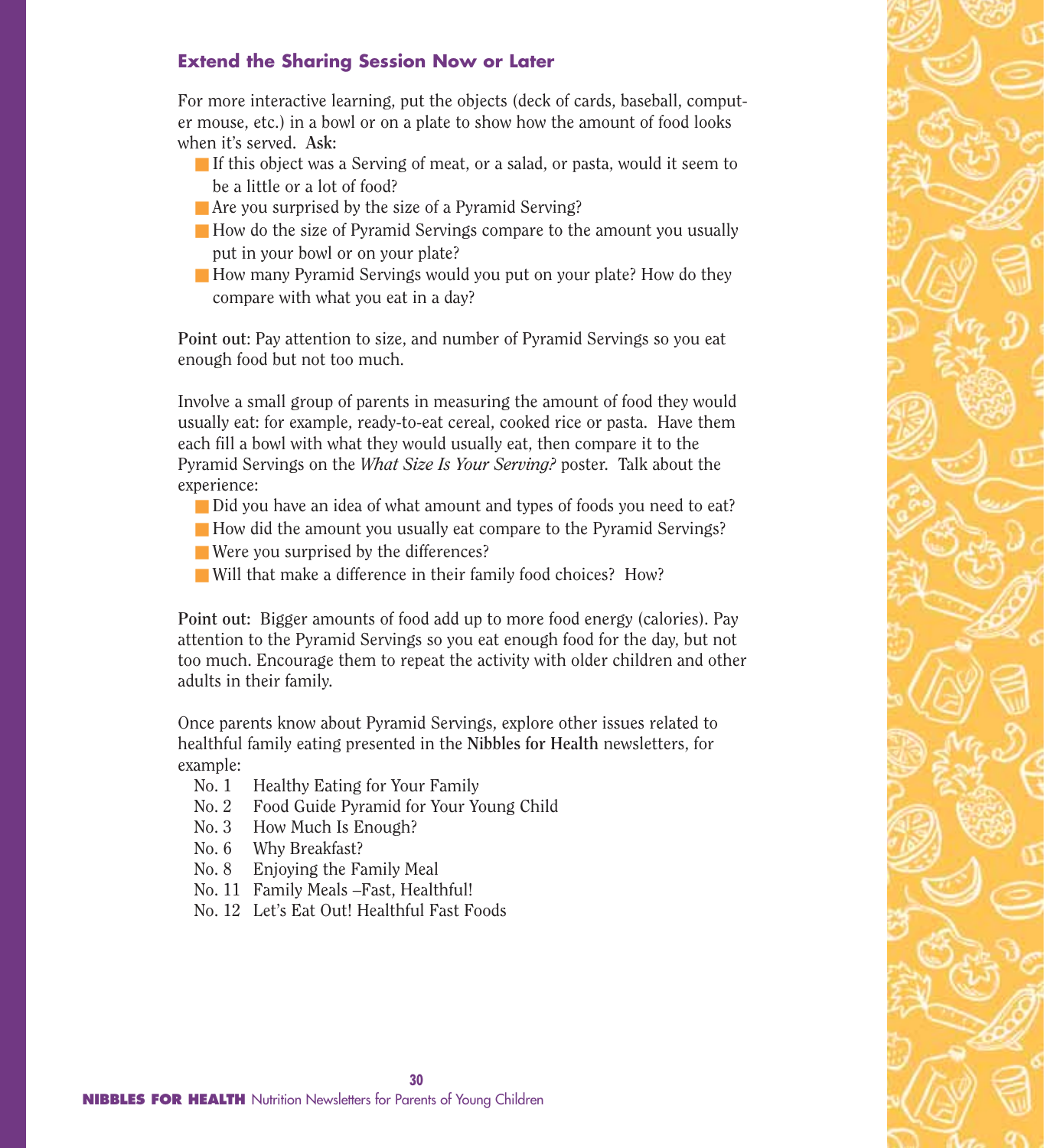### Extend the Sharing Session Now or Later

For more interactive learning, put the objects (deck of cards, baseball, computer mouse, etc.) in a bowl or on a plate to show how the amount of food looks when it's served. **Ask:**

- If this object was a Serving of meat, or a salad, or pasta, would it seem to be a little or a lot of food?
- Are you surprised by the size of a Pyramid Serving?
- How do the size of Pyramid Servings compare to the amount you usually put in your bowl or on your plate?
- How many Pyramid Servings would you put on your plate? How do they compare with what you eat in a day?

**Point out**: Pay attention to size, and number of Pyramid Servings so you eat enough food but not too much.

Involve a small group of parents in measuring the amount of food they would usually eat: for example, ready-to-eat cereal, cooked rice or pasta. Have them each fill a bowl with what they would usually eat, then compare it to the Pyramid Servings on the *What Size Is Your Serving?* poster. Talk about the experience:

- Did you have an idea of what amount and types of foods you need to eat?
- How did the amount you usually eat compare to the Pyramid Servings?
- Were you surprised by the differences?
- Will that make a difference in their family food choices? How?

**Point out:** Bigger amounts of food add up to more food energy (calories). Pay attention to the Pyramid Servings so you eat enough food for the day, but not too much. Encourage them to repeat the activity with older children and other adults in their family.

Once parents know about Pyramid Servings, explore other issues related to healthful family eating presented in the **Nibbles for Health** newsletters, for example:

No. 1 Healthy Eating for Your Family
No. 2 Food Guide Pyramid for Your Young Child
No. 3 How Much Is Enough?
No. 6 Why Breakfast?
No. 8 Enjoying the Family Meal
No. 11 Family Meals –Fast, Healthful!
No. 12 Let's Eat Out! Healthful Fast Foods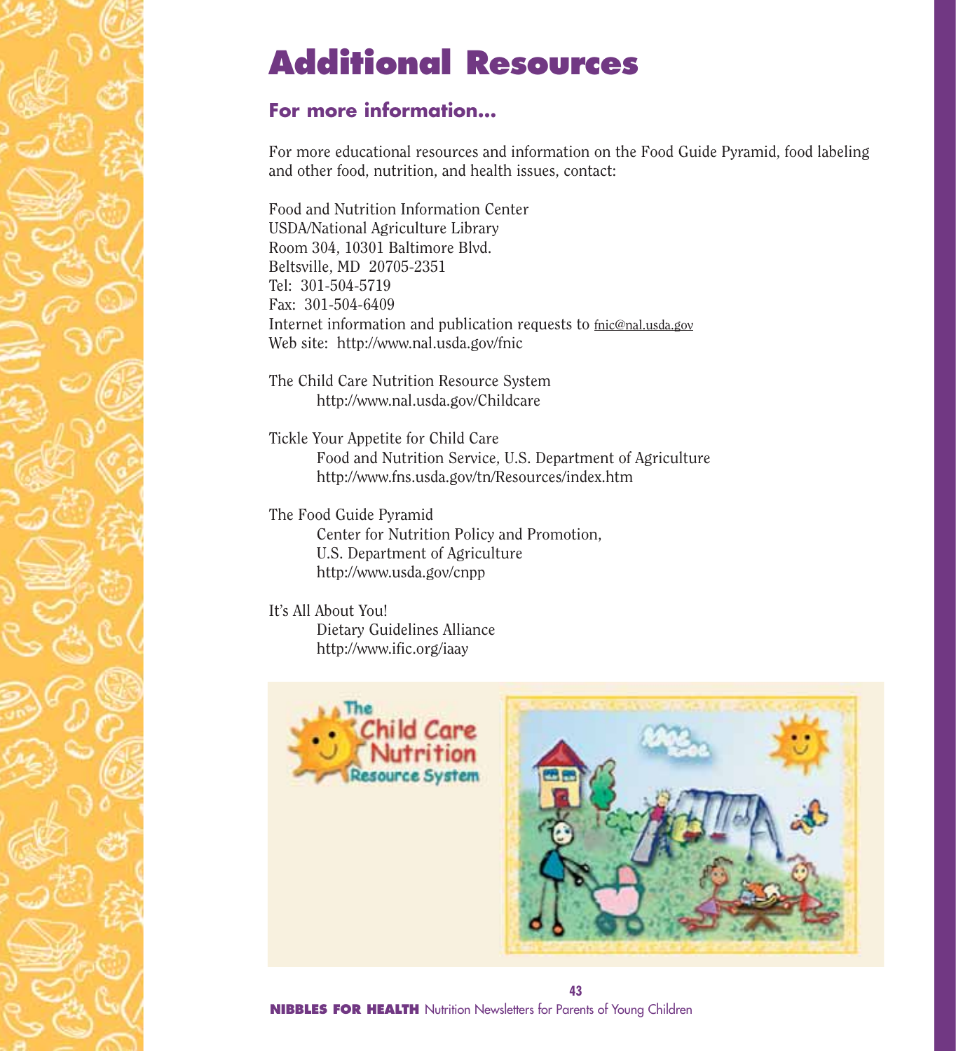# Additional Resources

## For more information…

For more educational resources and information on the Food Guide Pyramid, food labeling and other food, nutrition, and health issues, contact:

Food and Nutrition Information Center
USDA/National Agriculture Library
Room 304, 10301 Baltimore Blvd.
Beltsville, MD 20705-2351
Tel: 301-504-5719
Fax: 301-504-6409
Internet information and publication requests to fnic@nal.usda.gov
Web site: http://www.nal.usda.gov/fnic

The Child Care Nutrition Resource System
    http://www.nal.usda.gov/Childcare

Tickle Your Appetite for Child Care
    Food and Nutrition Service, U.S. Department of Agriculture
    http://www.fns.usda.gov/tn/Resources/index.htm

The Food Guide Pyramid
    Center for Nutrition Policy and Promotion,
    U.S. Department of Agriculture
    http://www.usda.gov/cnpp

It's All About You!
    Dietary Guidelines Alliance
    http://www.ific.org/iaay